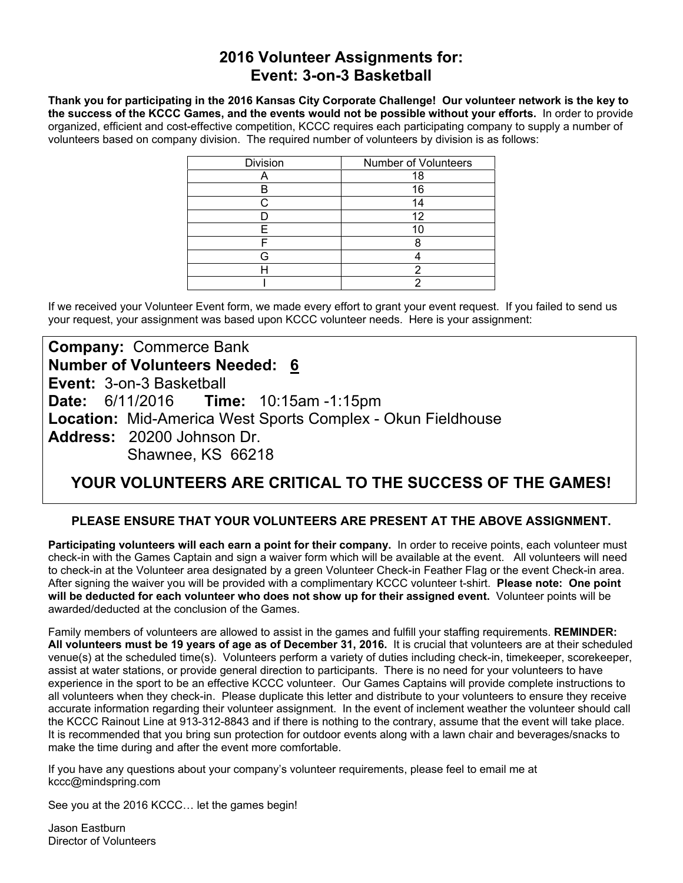# 2016 Volunteer Assignments for:
# Event: 3-on-3 Basketball

**Thank you for participating in the 2016 Kansas City Corporate Challenge! Our volunteer network is the key to the success of the KCCC Games, and the events would not be possible without your efforts.** In order to provide organized, efficient and cost-effective competition, KCCC requires each participating company to supply a number of volunteers based on company division. The required number of volunteers by division is as follows:

| Division | Number of Volunteers |
|---|---|
| A | 18 |
| B | 16 |
| C | 14 |
| D | 12 |
| E | 10 |
| F | 8 |
| G | 4 |
| H | 2 |
| I | 2 |

If we received your Volunteer Event form, we made every effort to grant your event request. If you failed to send us your request, your assignment was based upon KCCC volunteer needs. Here is your assignment:

**Company:** Commerce Bank
**Number of Volunteers Needed:** 6
**Event:** 3-on-3 Basketball
**Date:** 6/11/2016 **Time:** 10:15am -1:15pm
**Location:** Mid-America West Sports Complex - Okun Fieldhouse
**Address:** 20200 Johnson Dr.
Shawnee, KS 66218

**YOUR VOLUNTEERS ARE CRITICAL TO THE SUCCESS OF THE GAMES!**

**PLEASE ENSURE THAT YOUR VOLUNTEERS ARE PRESENT AT THE ABOVE ASSIGNMENT.**

**Participating volunteers will each earn a point for their company.** In order to receive points, each volunteer must check-in with the Games Captain and sign a waiver form which will be available at the event. All volunteers will need to check-in at the Volunteer area designated by a green Volunteer Check-in Feather Flag or the event Check-in area. After signing the waiver you will be provided with a complimentary KCCC volunteer t-shirt. **Please note: One point will be deducted for each volunteer who does not show up for their assigned event.** Volunteer points will be awarded/deducted at the conclusion of the Games.

Family members of volunteers are allowed to assist in the games and fulfill your staffing requirements. **REMINDER: All volunteers must be 19 years of age as of December 31, 2016.** It is crucial that volunteers are at their scheduled venue(s) at the scheduled time(s). Volunteers perform a variety of duties including check-in, timekeeper, scorekeeper, assist at water stations, or provide general direction to participants. There is no need for your volunteers to have experience in the sport to be an effective KCCC volunteer. Our Games Captains will provide complete instructions to all volunteers when they check-in. Please duplicate this letter and distribute to your volunteers to ensure they receive accurate information regarding their volunteer assignment. In the event of inclement weather the volunteer should call the KCCC Rainout Line at 913-312-8843 and if there is nothing to the contrary, assume that the event will take place. It is recommended that you bring sun protection for outdoor events along with a lawn chair and beverages/snacks to make the time during and after the event more comfortable.

If you have any questions about your company's volunteer requirements, please feel to email me at kccc@mindspring.com

See you at the 2016 KCCC… let the games begin!

Jason Eastburn
Director of Volunteers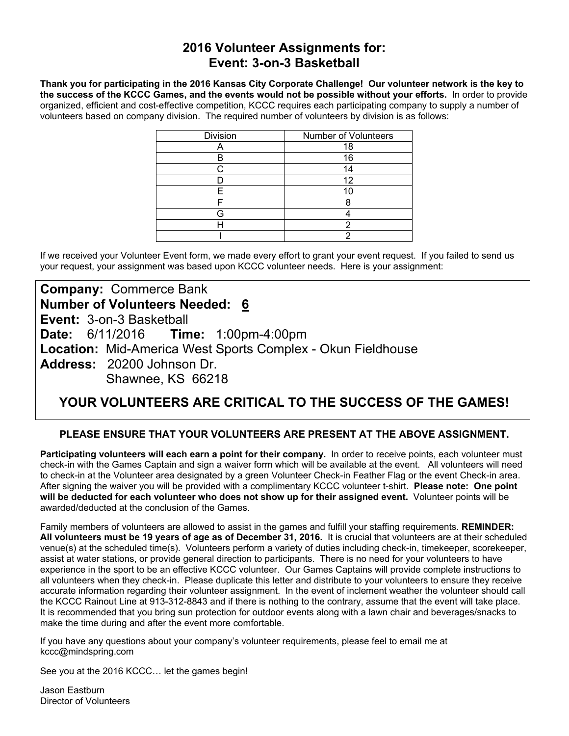## 2016 Volunteer Assignments for:
## Event: 3-on-3 Basketball

**Thank you for participating in the 2016 Kansas City Corporate Challenge! Our volunteer network is the key to the success of the KCCC Games, and the events would not be possible without your efforts.** In order to provide organized, efficient and cost-effective competition, KCCC requires each participating company to supply a number of volunteers based on company division. The required number of volunteers by division is as follows:

| Division | Number of Volunteers |
|---|---|
| A | 18 |
| B | 16 |
| C | 14 |
| D | 12 |
| E | 10 |
| F | 8 |
| G | 4 |
| H | 2 |
| I | 2 |

If we received your Volunteer Event form, we made every effort to grant your event request. If you failed to send us your request, your assignment was based upon KCCC volunteer needs. Here is your assignment:

**Company:** Commerce Bank
**Number of Volunteers Needed:** 6
**Event:** 3-on-3 Basketball
**Date:** 6/11/2016 **Time:** 1:00pm-4:00pm
**Location:** Mid-America West Sports Complex - Okun Fieldhouse
**Address:** 20200 Johnson Dr.
Shawnee, KS 66218

**YOUR VOLUNTEERS ARE CRITICAL TO THE SUCCESS OF THE GAMES!**

**PLEASE ENSURE THAT YOUR VOLUNTEERS ARE PRESENT AT THE ABOVE ASSIGNMENT.**

**Participating volunteers will each earn a point for their company.** In order to receive points, each volunteer must check-in with the Games Captain and sign a waiver form which will be available at the event. All volunteers will need to check-in at the Volunteer area designated by a green Volunteer Check-in Feather Flag or the event Check-in area. After signing the waiver you will be provided with a complimentary KCCC volunteer t-shirt. **Please note: One point will be deducted for each volunteer who does not show up for their assigned event.** Volunteer points will be awarded/deducted at the conclusion of the Games.

Family members of volunteers are allowed to assist in the games and fulfill your staffing requirements. **REMINDER: All volunteers must be 19 years of age as of December 31, 2016.** It is crucial that volunteers are at their scheduled venue(s) at the scheduled time(s). Volunteers perform a variety of duties including check-in, timekeeper, scorekeeper, assist at water stations, or provide general direction to participants. There is no need for your volunteers to have experience in the sport to be an effective KCCC volunteer. Our Games Captains will provide complete instructions to all volunteers when they check-in. Please duplicate this letter and distribute to your volunteers to ensure they receive accurate information regarding their volunteer assignment. In the event of inclement weather the volunteer should call the KCCC Rainout Line at 913-312-8843 and if there is nothing to the contrary, assume that the event will take place. It is recommended that you bring sun protection for outdoor events along with a lawn chair and beverages/snacks to make the time during and after the event more comfortable.

If you have any questions about your company's volunteer requirements, please feel to email me at kccc@mindspring.com

See you at the 2016 KCCC… let the games begin!

Jason Eastburn
Director of Volunteers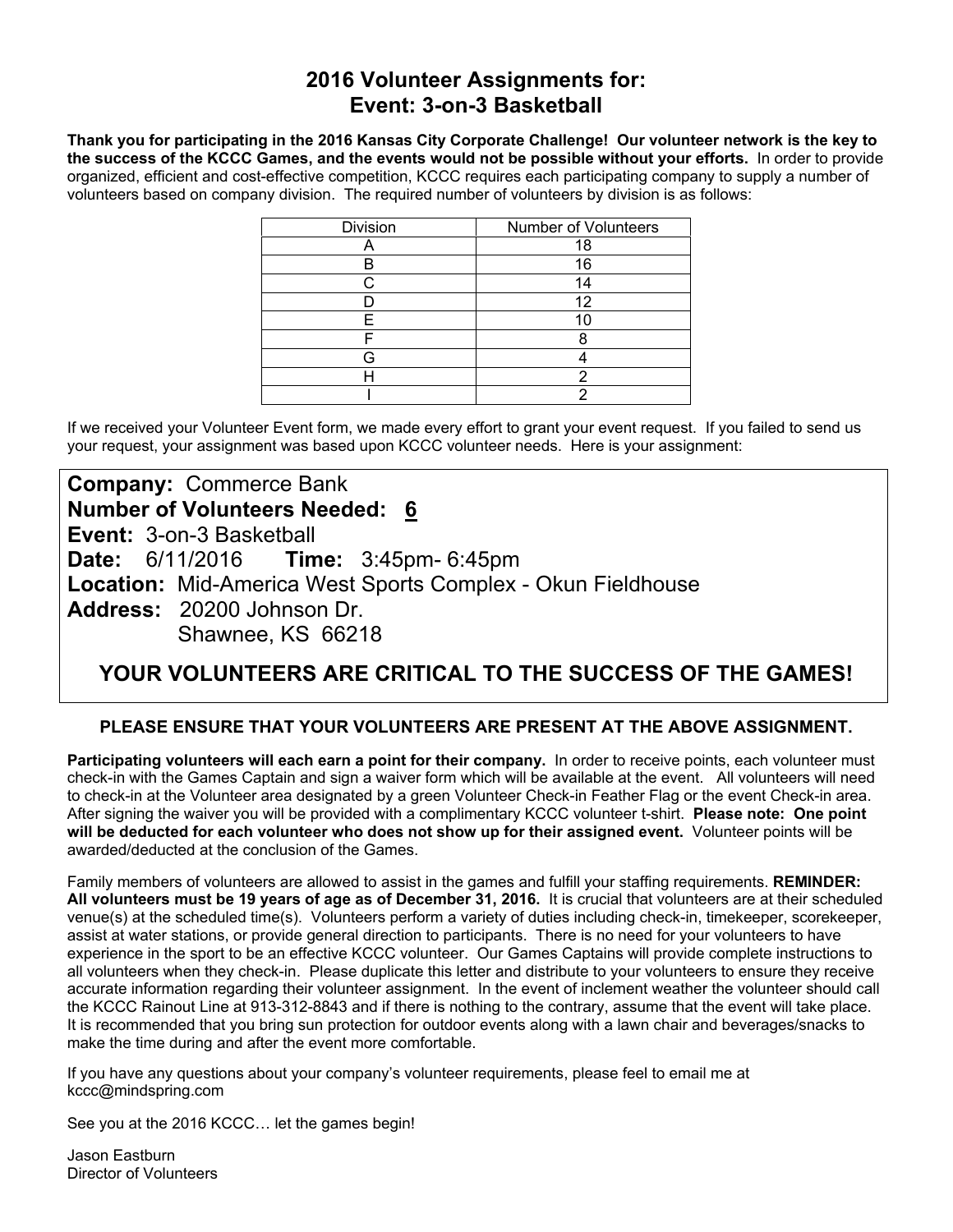## 2016 Volunteer Assignments for:
## Event: 3-on-3 Basketball

**Thank you for participating in the 2016 Kansas City Corporate Challenge! Our volunteer network is the key to the success of the KCCC Games, and the events would not be possible without your efforts.** In order to provide organized, efficient and cost-effective competition, KCCC requires each participating company to supply a number of volunteers based on company division. The required number of volunteers by division is as follows:

| Division | Number of Volunteers |
|---|---|
| A | 18 |
| B | 16 |
| C | 14 |
| D | 12 |
| E | 10 |
| F | 8 |
| G | 4 |
| H | 2 |
| I | 2 |

If we received your Volunteer Event form, we made every effort to grant your event request. If you failed to send us your request, your assignment was based upon KCCC volunteer needs. Here is your assignment:

**Company:** Commerce Bank
**Number of Volunteers Needed:** 6
**Event:** 3-on-3 Basketball
**Date:** 6/11/2016 **Time:** 3:45pm- 6:45pm
**Location:** Mid-America West Sports Complex - Okun Fieldhouse
**Address:** 20200 Johnson Dr.
Shawnee, KS 66218

**YOUR VOLUNTEERS ARE CRITICAL TO THE SUCCESS OF THE GAMES!**

**PLEASE ENSURE THAT YOUR VOLUNTEERS ARE PRESENT AT THE ABOVE ASSIGNMENT.**

**Participating volunteers will each earn a point for their company.** In order to receive points, each volunteer must check-in with the Games Captain and sign a waiver form which will be available at the event. All volunteers will need to check-in at the Volunteer area designated by a green Volunteer Check-in Feather Flag or the event Check-in area. After signing the waiver you will be provided with a complimentary KCCC volunteer t-shirt. **Please note: One point will be deducted for each volunteer who does not show up for their assigned event.** Volunteer points will be awarded/deducted at the conclusion of the Games.

Family members of volunteers are allowed to assist in the games and fulfill your staffing requirements. **REMINDER: All volunteers must be 19 years of age as of December 31, 2016.** It is crucial that volunteers are at their scheduled venue(s) at the scheduled time(s). Volunteers perform a variety of duties including check-in, timekeeper, scorekeeper, assist at water stations, or provide general direction to participants. There is no need for your volunteers to have experience in the sport to be an effective KCCC volunteer. Our Games Captains will provide complete instructions to all volunteers when they check-in. Please duplicate this letter and distribute to your volunteers to ensure they receive accurate information regarding their volunteer assignment. In the event of inclement weather the volunteer should call the KCCC Rainout Line at 913-312-8843 and if there is nothing to the contrary, assume that the event will take place. It is recommended that you bring sun protection for outdoor events along with a lawn chair and beverages/snacks to make the time during and after the event more comfortable.

If you have any questions about your company's volunteer requirements, please feel to email me at kccc@mindspring.com

See you at the 2016 KCCC… let the games begin!

Jason Eastburn
Director of Volunteers